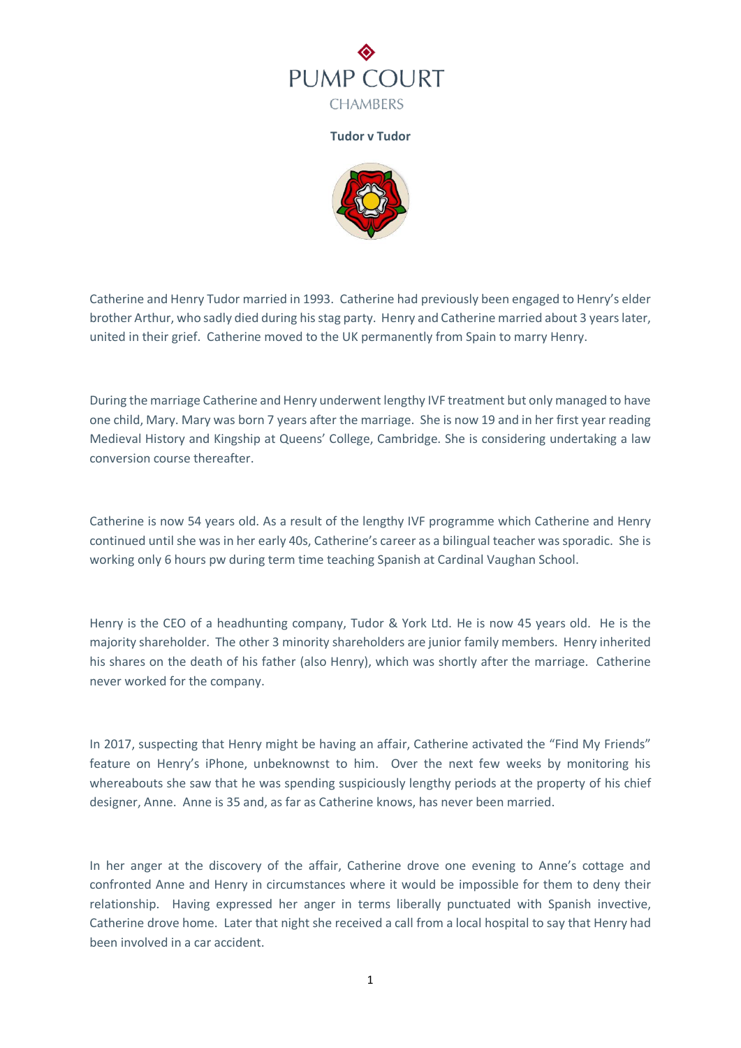PUMP COURT

CHAMBERS

**Tudor v Tudor**

Catherine and Henry Tudor married in 1993. Catherine had previously been engaged to Henry's elder brother Arthur, who sadly died during his stag party. Henry and Catherine married about 3 years later, united in their grief. Catherine moved to the UK permanently from Spain to marry Henry.

During the marriage Catherine and Henry underwent lengthy IVF treatment but only managed to have one child, Mary. Mary was born 7 years after the marriage. She is now 19 and in her first year reading Medieval History and Kingship at Queens' College, Cambridge. She is considering undertaking a law conversion course thereafter.

Catherine is now 54 years old. As a result of the lengthy IVF programme which Catherine and Henry continued until she was in her early 40s, Catherine's career as a bilingual teacher was sporadic. She is working only 6 hours pw during term time teaching Spanish at Cardinal Vaughan School.

Henry is the CEO of a headhunting company, Tudor & York Ltd. He is now 45 years old. He is the majority shareholder. The other 3 minority shareholders are junior family members. Henry inherited his shares on the death of his father (also Henry), which was shortly after the marriage. Catherine never worked for the company.

In 2017, suspecting that Henry might be having an affair, Catherine activated the "Find My Friends" feature on Henry's iPhone, unbeknownst to him. Over the next few weeks by monitoring his whereabouts she saw that he was spending suspiciously lengthy periods at the property of his chief designer, Anne. Anne is 35 and, as far as Catherine knows, has never been married.

In her anger at the discovery of the affair, Catherine drove one evening to Anne's cottage and confronted Anne and Henry in circumstances where it would be impossible for them to deny their relationship. Having expressed her anger in terms liberally punctuated with Spanish invective, Catherine drove home. Later that night she received a call from a local hospital to say that Henry had been involved in a car accident.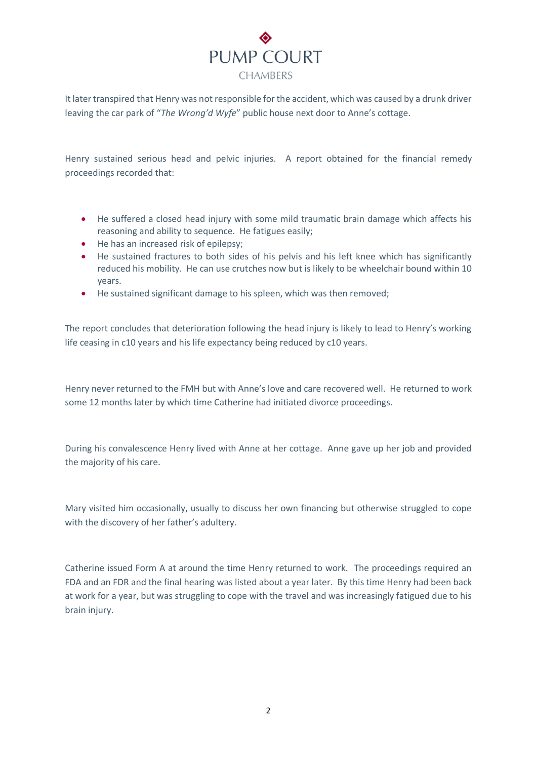It later transpired that Henry was not responsible for the accident, which was caused by a drunk driver leaving the car park of "*The Wrong'd Wyfe*" public house next door to Anne's cottage.

Henry sustained serious head and pelvic injuries. A report obtained for the financial remedy proceedings recorded that:

- He suffered a closed head injury with some mild traumatic brain damage which affects his reasoning and ability to sequence. He fatigues easily;
- He has an increased risk of epilepsy;
- He sustained fractures to both sides of his pelvis and his left knee which has significantly reduced his mobility. He can use crutches now but is likely to be wheelchair bound within 10 years.
- He sustained significant damage to his spleen, which was then removed;

The report concludes that deterioration following the head injury is likely to lead to Henry's working life ceasing in c10 years and his life expectancy being reduced by c10 years.

Henry never returned to the FMH but with Anne's love and care recovered well. He returned to work some 12 months later by which time Catherine had initiated divorce proceedings.

During his convalescence Henry lived with Anne at her cottage. Anne gave up her job and provided the majority of his care.

Mary visited him occasionally, usually to discuss her own financing but otherwise struggled to cope with the discovery of her father's adultery.

Catherine issued Form A at around the time Henry returned to work. The proceedings required an FDA and an FDR and the final hearing was listed about a year later. By this time Henry had been back at work for a year, but was struggling to cope with the travel and was increasingly fatigued due to his brain injury.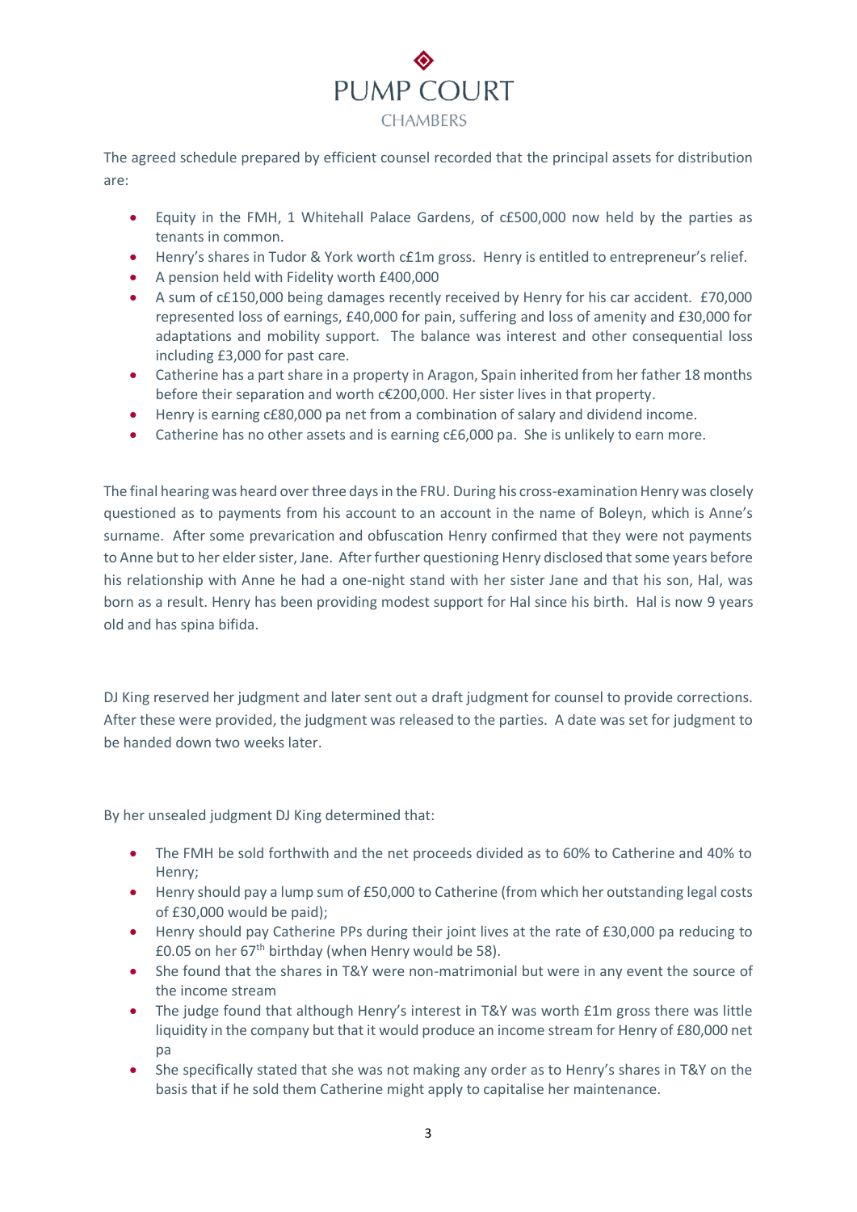The agreed schedule prepared by efficient counsel recorded that the principal assets for distribution are:

- Equity in the FMH, 1 Whitehall Palace Gardens, of c£500,000 now held by the parties as tenants in common.
- Henry's shares in Tudor & York worth c£1m gross. Henry is entitled to entrepreneur's relief.
- A pension held with Fidelity worth £400,000
- A sum of c£150,000 being damages recently received by Henry for his car accident. £70,000 represented loss of earnings, £40,000 for pain, suffering and loss of amenity and £30,000 for adaptations and mobility support. The balance was interest and other consequential loss including £3,000 for past care.
- Catherine has a part share in a property in Aragon, Spain inherited from her father 18 months before their separation and worth c€200,000. Her sister lives in that property.
- Henry is earning c£80,000 pa net from a combination of salary and dividend income.
- Catherine has no other assets and is earning c£6,000 pa. She is unlikely to earn more.

The final hearing was heard over three days in the FRU. During his cross-examination Henry was closely questioned as to payments from his account to an account in the name of Boleyn, which is Anne's surname. After some prevarication and obfuscation Henry confirmed that they were not payments to Anne but to her elder sister, Jane. After further questioning Henry disclosed that some years before his relationship with Anne he had a one-night stand with her sister Jane and that his son, Hal, was born as a result. Henry has been providing modest support for Hal since his birth. Hal is now 9 years old and has spina bifida.

DJ King reserved her judgment and later sent out a draft judgment for counsel to provide corrections. After these were provided, the judgment was released to the parties. A date was set for judgment to be handed down two weeks later.

By her unsealed judgment DJ King determined that:

- The FMH be sold forthwith and the net proceeds divided as to 60% to Catherine and 40% to Henry;
- Henry should pay a lump sum of £50,000 to Catherine (from which her outstanding legal costs of £30,000 would be paid);
- Henry should pay Catherine PPs during their joint lives at the rate of £30,000 pa reducing to £0.05 on her 67th birthday (when Henry would be 58).
- She found that the shares in T&Y were non-matrimonial but were in any event the source of the income stream
- The judge found that although Henry's interest in T&Y was worth £1m gross there was little liquidity in the company but that it would produce an income stream for Henry of £80,000 net pa
- She specifically stated that she was not making any order as to Henry's shares in T&Y on the basis that if he sold them Catherine might apply to capitalise her maintenance.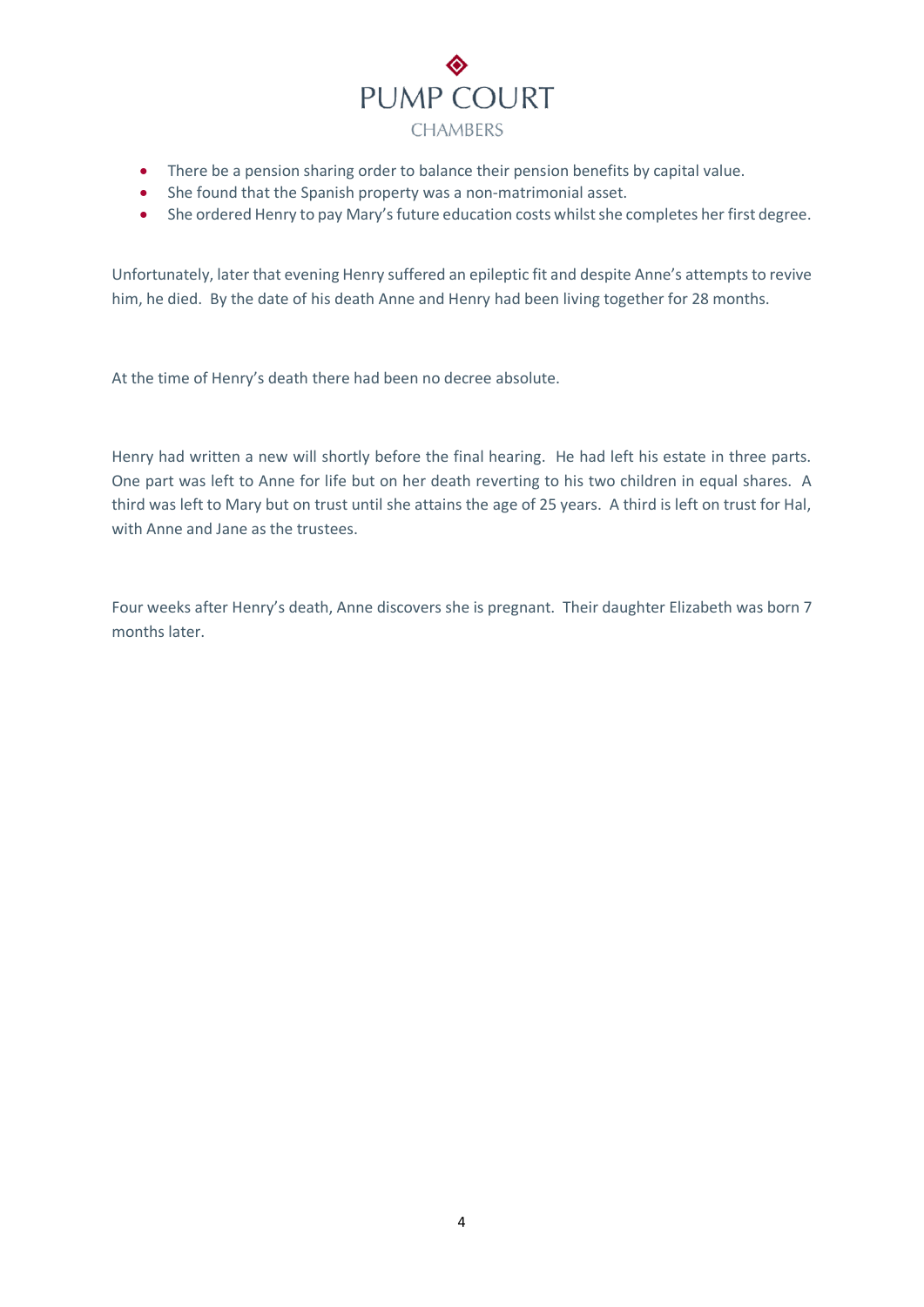- There be a pension sharing order to balance their pension benefits by capital value.
- She found that the Spanish property was a non-matrimonial asset.
- She ordered Henry to pay Mary's future education costs whilst she completes her first degree.

Unfortunately, later that evening Henry suffered an epileptic fit and despite Anne's attempts to revive him, he died. By the date of his death Anne and Henry had been living together for 28 months.

At the time of Henry's death there had been no decree absolute.

Henry had written a new will shortly before the final hearing. He had left his estate in three parts. One part was left to Anne for life but on her death reverting to his two children in equal shares. A third was left to Mary but on trust until she attains the age of 25 years. A third is left on trust for Hal, with Anne and Jane as the trustees.

Four weeks after Henry's death, Anne discovers she is pregnant. Their daughter Elizabeth was born 7 months later.